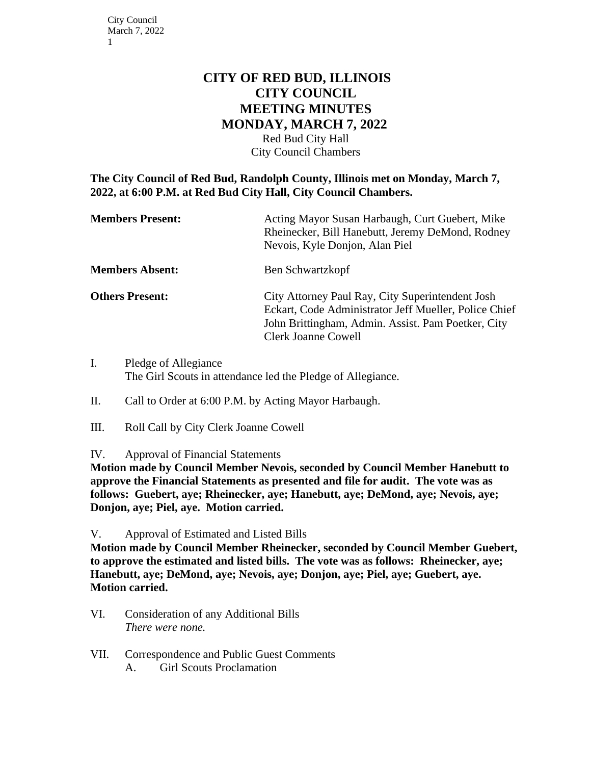# CITY OF RED BUD, ILLINOIS
# CITY COUNCIL
# MEETING MINUTES
# MONDAY, MARCH 7, 2022

Red Bud City Hall
City Council Chambers

**The City Council of Red Bud, Randolph County, Illinois met on Monday, March 7, 2022, at 6:00 P.M. at Red Bud City Hall, City Council Chambers.**

| | |
|---|---|
| **Members Present:** | Acting Mayor Susan Harbaugh, Curt Guebert, Mike Rheinecker, Bill Hanebutt, Jeremy DeMond, Rodney Nevois, Kyle Donjon, Alan Piel |
| **Members Absent:** | Ben Schwartzkopf |
| **Others Present:** | City Attorney Paul Ray, City Superintendent Josh Eckart, Code Administrator Jeff Mueller, Police Chief John Brittingham, Admin. Assist. Pam Poetker, City Clerk Joanne Cowell |

I. Pledge of Allegiance
The Girl Scouts in attendance led the Pledge of Allegiance.

II. Call to Order at 6:00 P.M. by Acting Mayor Harbaugh.

III. Roll Call by City Clerk Joanne Cowell

IV. Approval of Financial Statements

**Motion made by Council Member Nevois, seconded by Council Member Hanebutt to approve the Financial Statements as presented and file for audit. The vote was as follows: Guebert, aye; Rheinecker, aye; Hanebutt, aye; DeMond, aye; Nevois, aye; Donjon, aye; Piel, aye. Motion carried.**

V. Approval of Estimated and Listed Bills

**Motion made by Council Member Rheinecker, seconded by Council Member Guebert, to approve the estimated and listed bills. The vote was as follows: Rheinecker, aye; Hanebutt, aye; DeMond, aye; Nevois, aye; Donjon, aye; Piel, aye; Guebert, aye. Motion carried.**

VI. Consideration of any Additional Bills
*There were none.*

VII. Correspondence and Public Guest Comments
A. Girl Scouts Proclamation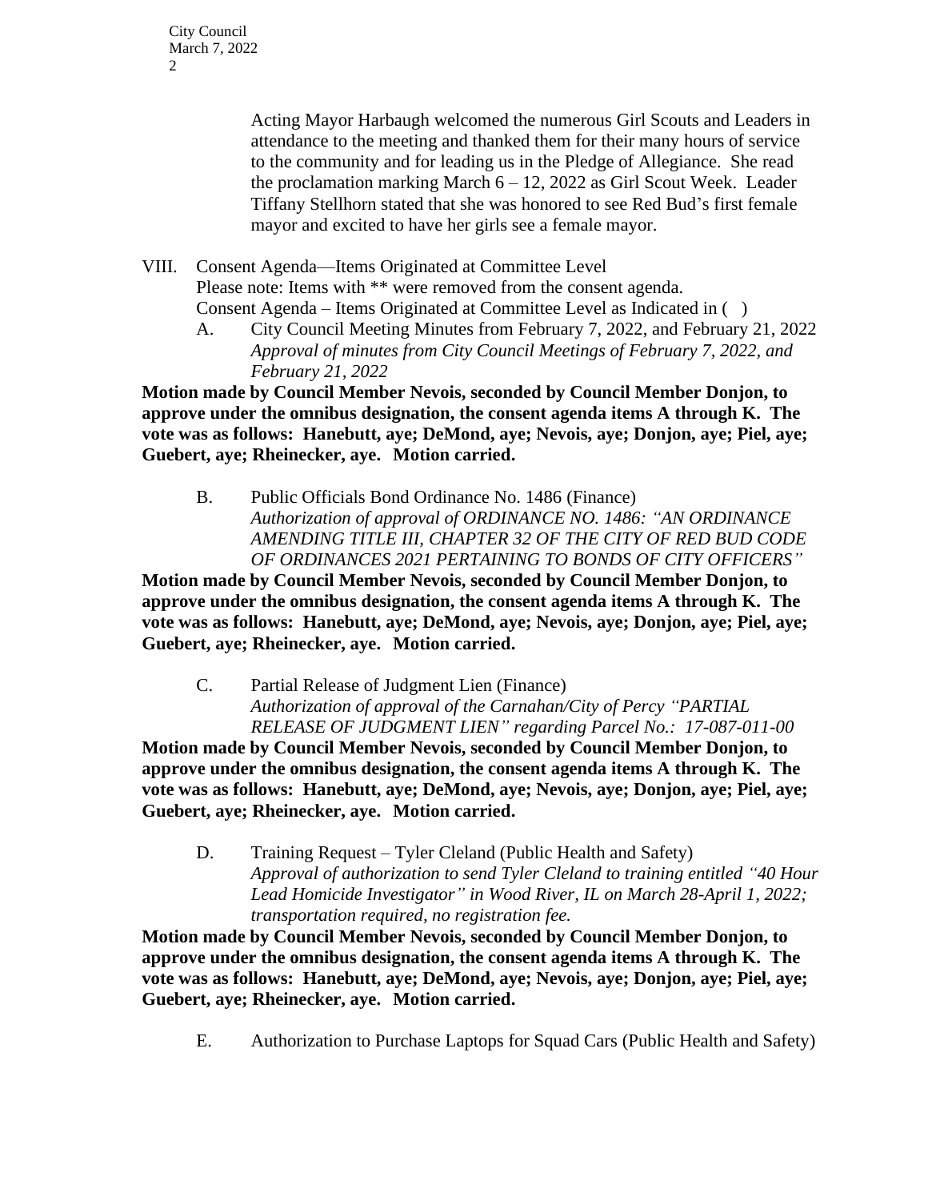Acting Mayor Harbaugh welcomed the numerous Girl Scouts and Leaders in attendance to the meeting and thanked them for their many hours of service to the community and for leading us in the Pledge of Allegiance. She read the proclamation marking March 6 – 12, 2022 as Girl Scout Week. Leader Tiffany Stellhorn stated that she was honored to see Red Bud's first female mayor and excited to have her girls see a female mayor.

VIII. Consent Agenda—Items Originated at Committee Level
Please note: Items with ** were removed from the consent agenda.
Consent Agenda – Items Originated at Committee Level as Indicated in ( )

A. City Council Meeting Minutes from February 7, 2022, and February 21, 2022
*Approval of minutes from City Council Meetings of February 7, 2022, and February 21, 2022*

**Motion made by Council Member Nevois, seconded by Council Member Donjon, to approve under the omnibus designation, the consent agenda items A through K. The vote was as follows: Hanebutt, aye; DeMond, aye; Nevois, aye; Donjon, aye; Piel, aye; Guebert, aye; Rheinecker, aye. Motion carried.**

B. Public Officials Bond Ordinance No. 1486 (Finance)
*Authorization of approval of ORDINANCE NO. 1486: "AN ORDINANCE AMENDING TITLE III, CHAPTER 32 OF THE CITY OF RED BUD CODE OF ORDINANCES 2021 PERTAINING TO BONDS OF CITY OFFICERS"*

**Motion made by Council Member Nevois, seconded by Council Member Donjon, to approve under the omnibus designation, the consent agenda items A through K. The vote was as follows: Hanebutt, aye; DeMond, aye; Nevois, aye; Donjon, aye; Piel, aye; Guebert, aye; Rheinecker, aye. Motion carried.**

C. Partial Release of Judgment Lien (Finance)
*Authorization of approval of the Carnahan/City of Percy "PARTIAL RELEASE OF JUDGMENT LIEN" regarding Parcel No.: 17-087-011-00*

**Motion made by Council Member Nevois, seconded by Council Member Donjon, to approve under the omnibus designation, the consent agenda items A through K. The vote was as follows: Hanebutt, aye; DeMond, aye; Nevois, aye; Donjon, aye; Piel, aye; Guebert, aye; Rheinecker, aye. Motion carried.**

D. Training Request – Tyler Cleland (Public Health and Safety)
*Approval of authorization to send Tyler Cleland to training entitled "40 Hour Lead Homicide Investigator" in Wood River, IL on March 28-April 1, 2022; transportation required, no registration fee.*

**Motion made by Council Member Nevois, seconded by Council Member Donjon, to approve under the omnibus designation, the consent agenda items A through K. The vote was as follows: Hanebutt, aye; DeMond, aye; Nevois, aye; Donjon, aye; Piel, aye; Guebert, aye; Rheinecker, aye. Motion carried.**

E. Authorization to Purchase Laptops for Squad Cars (Public Health and Safety)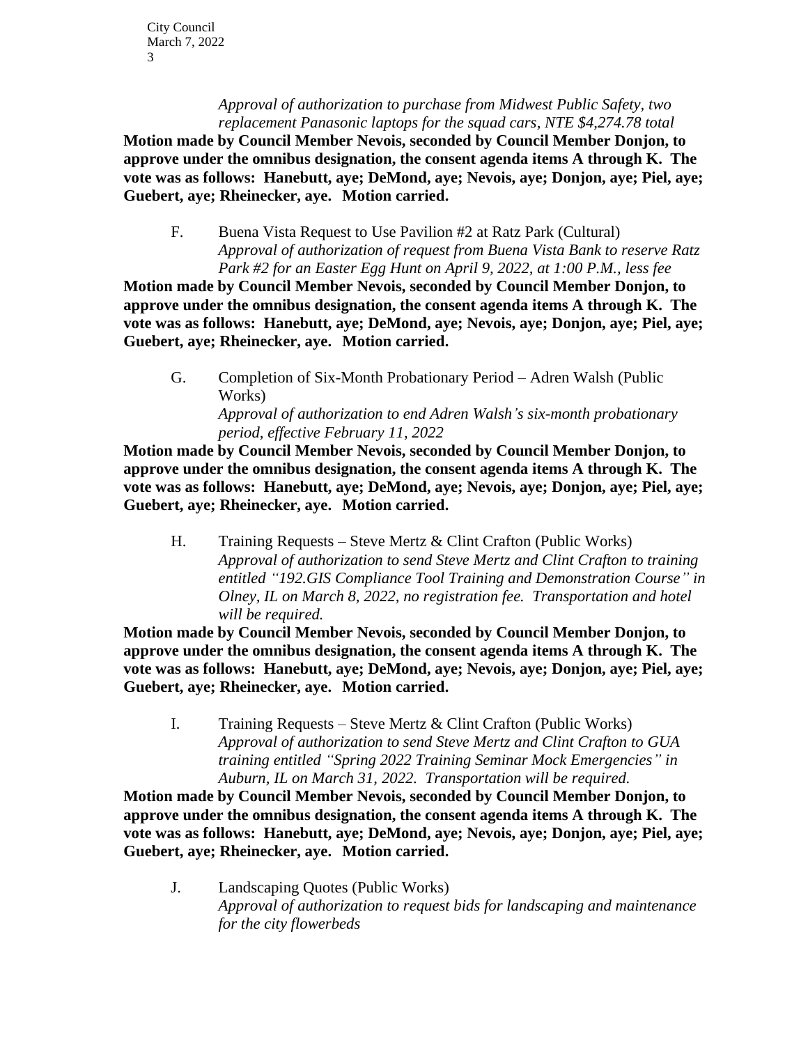*Approval of authorization to purchase from Midwest Public Safety, two replacement Panasonic laptops for the squad cars, NTE $4,274.78 total*

**Motion made by Council Member Nevois, seconded by Council Member Donjon, to approve under the omnibus designation, the consent agenda items A through K. The vote was as follows: Hanebutt, aye; DeMond, aye; Nevois, aye; Donjon, aye; Piel, aye; Guebert, aye; Rheinecker, aye. Motion carried.**

F. Buena Vista Request to Use Pavilion #2 at Ratz Park (Cultural)
*Approval of authorization of request from Buena Vista Bank to reserve Ratz Park #2 for an Easter Egg Hunt on April 9, 2022, at 1:00 P.M., less fee*

**Motion made by Council Member Nevois, seconded by Council Member Donjon, to approve under the omnibus designation, the consent agenda items A through K. The vote was as follows: Hanebutt, aye; DeMond, aye; Nevois, aye; Donjon, aye; Piel, aye; Guebert, aye; Rheinecker, aye. Motion carried.**

G. Completion of Six-Month Probationary Period – Adren Walsh (Public Works)
*Approval of authorization to end Adren Walsh's six-month probationary period, effective February 11, 2022*

**Motion made by Council Member Nevois, seconded by Council Member Donjon, to approve under the omnibus designation, the consent agenda items A through K. The vote was as follows: Hanebutt, aye; DeMond, aye; Nevois, aye; Donjon, aye; Piel, aye; Guebert, aye; Rheinecker, aye. Motion carried.**

H. Training Requests – Steve Mertz & Clint Crafton (Public Works)
*Approval of authorization to send Steve Mertz and Clint Crafton to training entitled "192.GIS Compliance Tool Training and Demonstration Course" in Olney, IL on March 8, 2022, no registration fee. Transportation and hotel will be required.*

**Motion made by Council Member Nevois, seconded by Council Member Donjon, to approve under the omnibus designation, the consent agenda items A through K. The vote was as follows: Hanebutt, aye; DeMond, aye; Nevois, aye; Donjon, aye; Piel, aye; Guebert, aye; Rheinecker, aye. Motion carried.**

I. Training Requests – Steve Mertz & Clint Crafton (Public Works)
*Approval of authorization to send Steve Mertz and Clint Crafton to GUA training entitled "Spring 2022 Training Seminar Mock Emergencies" in Auburn, IL on March 31, 2022. Transportation will be required.*

**Motion made by Council Member Nevois, seconded by Council Member Donjon, to approve under the omnibus designation, the consent agenda items A through K. The vote was as follows: Hanebutt, aye; DeMond, aye; Nevois, aye; Donjon, aye; Piel, aye; Guebert, aye; Rheinecker, aye. Motion carried.**

J. Landscaping Quotes (Public Works)
*Approval of authorization to request bids for landscaping and maintenance for the city flowerbeds*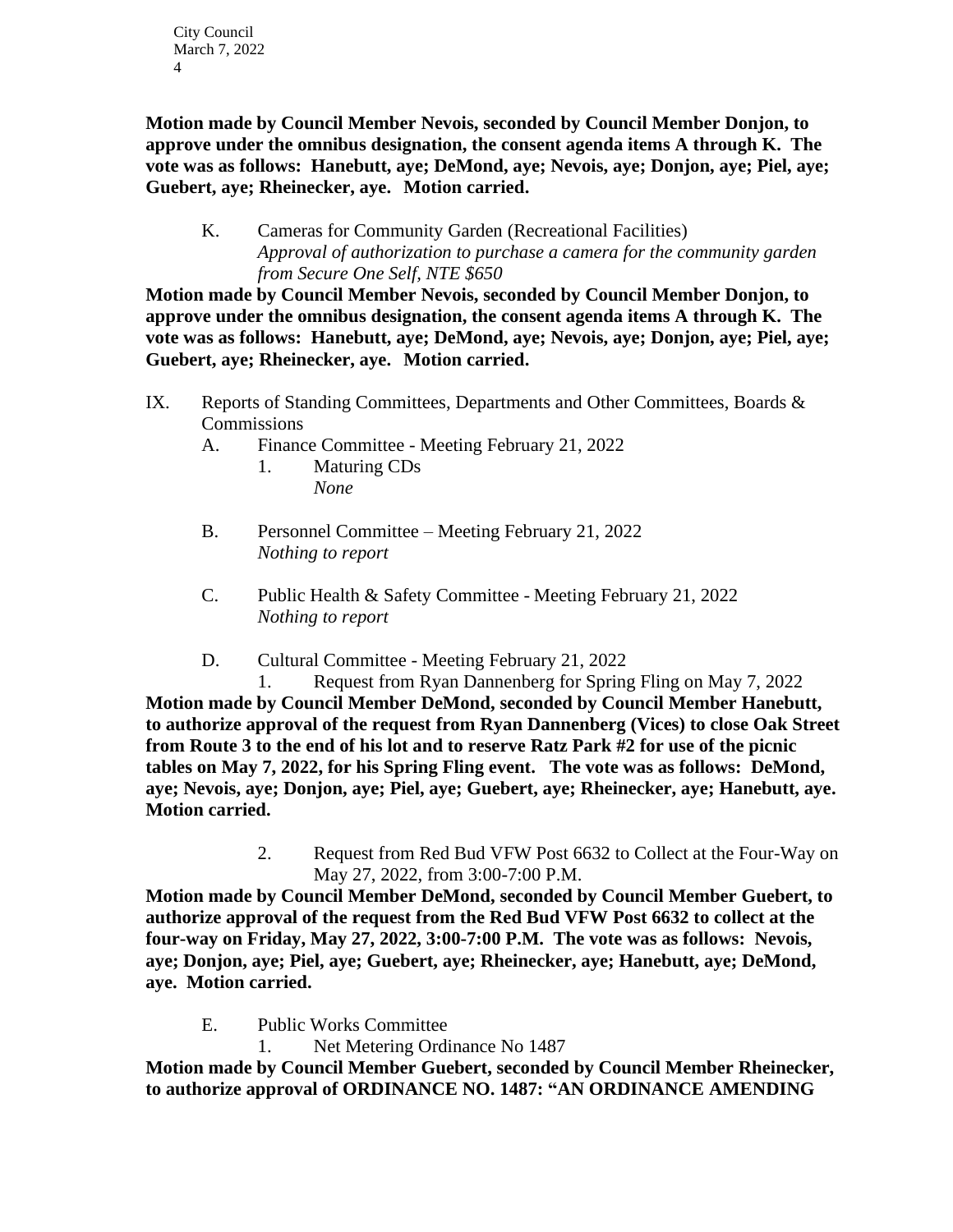**Motion made by Council Member Nevois, seconded by Council Member Donjon, to approve under the omnibus designation, the consent agenda items A through K. The vote was as follows: Hanebutt, aye; DeMond, aye; Nevois, aye; Donjon, aye; Piel, aye; Guebert, aye; Rheinecker, aye. Motion carried.**

K. Cameras for Community Garden (Recreational Facilities)
*Approval of authorization to purchase a camera for the community garden from Secure One Self, NTE $650*

**Motion made by Council Member Nevois, seconded by Council Member Donjon, to approve under the omnibus designation, the consent agenda items A through K. The vote was as follows: Hanebutt, aye; DeMond, aye; Nevois, aye; Donjon, aye; Piel, aye; Guebert, aye; Rheinecker, aye. Motion carried.**

IX. Reports of Standing Committees, Departments and Other Committees, Boards & Commissions

A. Finance Committee - Meeting February 21, 2022

1. Maturing CDs
*None*

B. Personnel Committee – Meeting February 21, 2022
*Nothing to report*

C. Public Health & Safety Committee - Meeting February 21, 2022
*Nothing to report*

D. Cultural Committee - Meeting February 21, 2022

1. Request from Ryan Dannenberg for Spring Fling on May 7, 2022

**Motion made by Council Member DeMond, seconded by Council Member Hanebutt, to authorize approval of the request from Ryan Dannenberg (Vices) to close Oak Street from Route 3 to the end of his lot and to reserve Ratz Park #2 for use of the picnic tables on May 7, 2022, for his Spring Fling event. The vote was as follows: DeMond, aye; Nevois, aye; Donjon, aye; Piel, aye; Guebert, aye; Rheinecker, aye; Hanebutt, aye. Motion carried.**

2. Request from Red Bud VFW Post 6632 to Collect at the Four-Way on May 27, 2022, from 3:00-7:00 P.M.

**Motion made by Council Member DeMond, seconded by Council Member Guebert, to authorize approval of the request from the Red Bud VFW Post 6632 to collect at the four-way on Friday, May 27, 2022, 3:00-7:00 P.M. The vote was as follows: Nevois, aye; Donjon, aye; Piel, aye; Guebert, aye; Rheinecker, aye; Hanebutt, aye; DeMond, aye. Motion carried.**

E. Public Works Committee

1. Net Metering Ordinance No 1487

**Motion made by Council Member Guebert, seconded by Council Member Rheinecker, to authorize approval of ORDINANCE NO. 1487: "AN ORDINANCE AMENDING**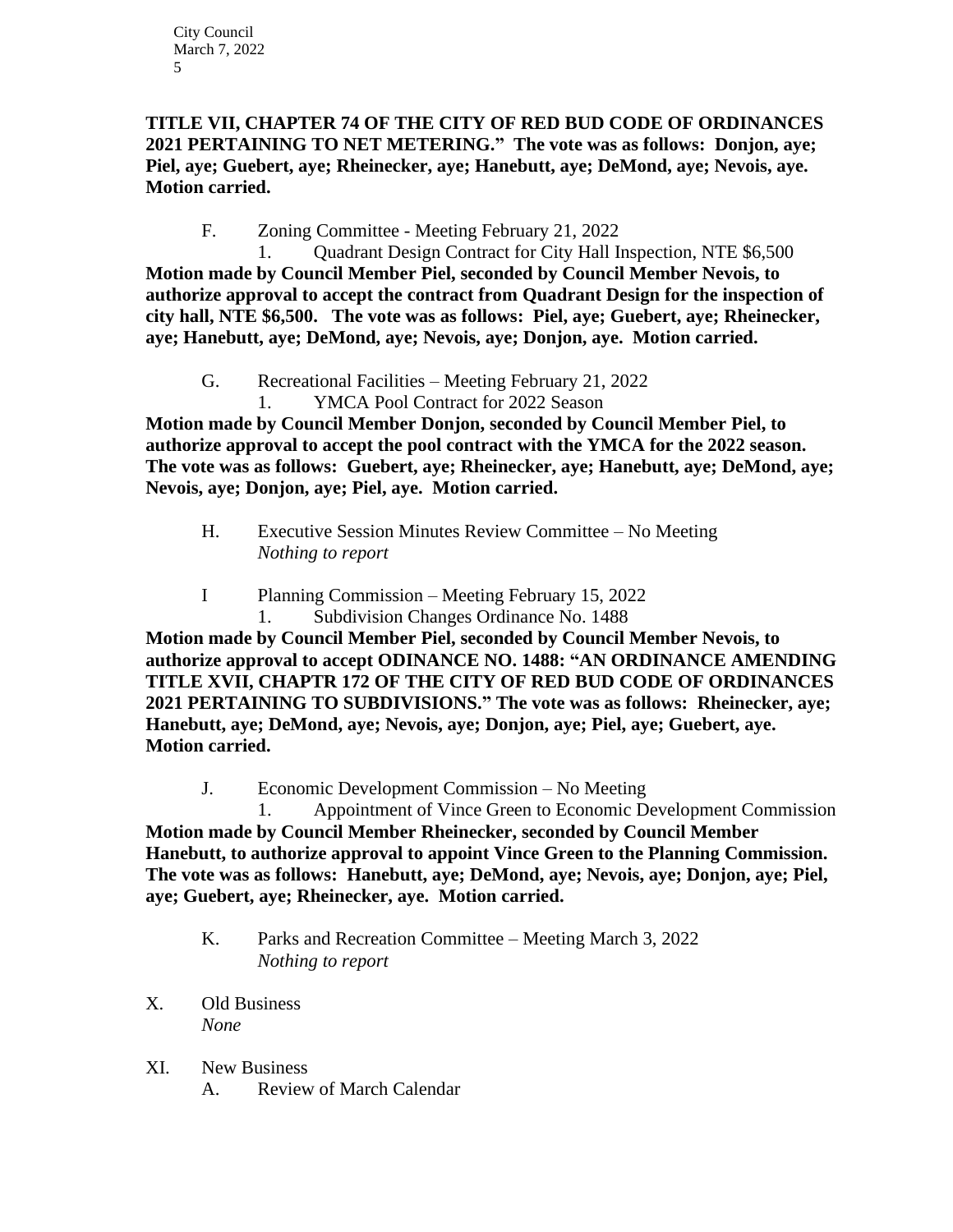**TITLE VII, CHAPTER 74 OF THE CITY OF RED BUD CODE OF ORDINANCES 2021 PERTAINING TO NET METERING." The vote was as follows: Donjon, aye; Piel, aye; Guebert, aye; Rheinecker, aye; Hanebutt, aye; DeMond, aye; Nevois, aye. Motion carried.**

F. Zoning Committee - Meeting February 21, 2022

1. Quadrant Design Contract for City Hall Inspection, NTE $6,500

**Motion made by Council Member Piel, seconded by Council Member Nevois, to authorize approval to accept the contract from Quadrant Design for the inspection of city hall, NTE $6,500. The vote was as follows: Piel, aye; Guebert, aye; Rheinecker, aye; Hanebutt, aye; DeMond, aye; Nevois, aye; Donjon, aye. Motion carried.**

G. Recreational Facilities – Meeting February 21, 2022

1. YMCA Pool Contract for 2022 Season

**Motion made by Council Member Donjon, seconded by Council Member Piel, to authorize approval to accept the pool contract with the YMCA for the 2022 season. The vote was as follows: Guebert, aye; Rheinecker, aye; Hanebutt, aye; DeMond, aye; Nevois, aye; Donjon, aye; Piel, aye. Motion carried.**

H. Executive Session Minutes Review Committee – No Meeting

*Nothing to report*

I Planning Commission – Meeting February 15, 2022

1. Subdivision Changes Ordinance No. 1488

**Motion made by Council Member Piel, seconded by Council Member Nevois, to authorize approval to accept ODINANCE NO. 1488: "AN ORDINANCE AMENDING TITLE XVII, CHAPTR 172 OF THE CITY OF RED BUD CODE OF ORDINANCES 2021 PERTAINING TO SUBDIVISIONS." The vote was as follows: Rheinecker, aye; Hanebutt, aye; DeMond, aye; Nevois, aye; Donjon, aye; Piel, aye; Guebert, aye. Motion carried.**

J. Economic Development Commission – No Meeting

1. Appointment of Vince Green to Economic Development Commission

**Motion made by Council Member Rheinecker, seconded by Council Member Hanebutt, to authorize approval to appoint Vince Green to the Planning Commission. The vote was as follows: Hanebutt, aye; DeMond, aye; Nevois, aye; Donjon, aye; Piel, aye; Guebert, aye; Rheinecker, aye. Motion carried.**

K. Parks and Recreation Committee – Meeting March 3, 2022

*Nothing to report*

X. Old Business

*None*

XI. New Business

A. Review of March Calendar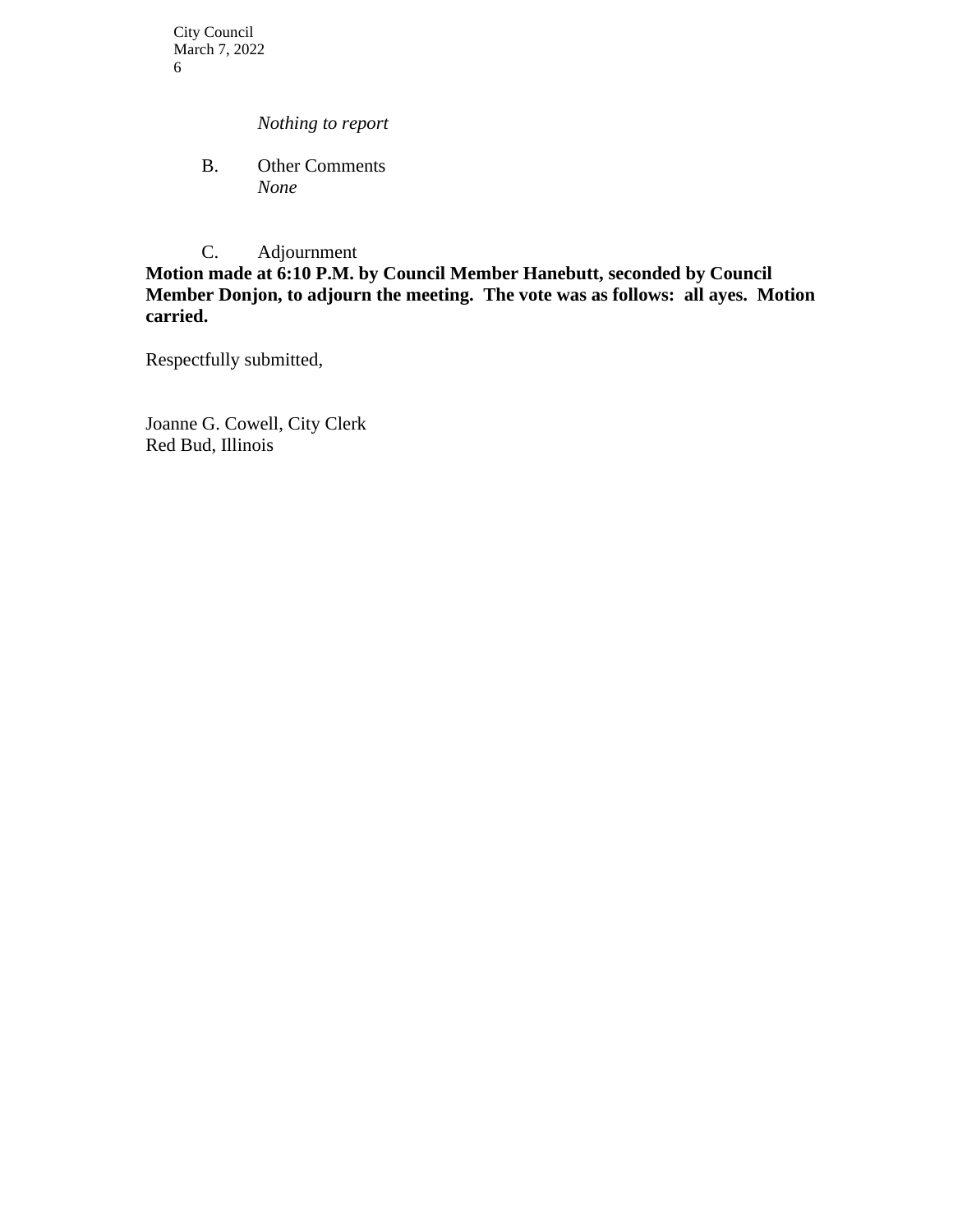*Nothing to report*

B. Other Comments
*None*

C. Adjournment

**Motion made at 6:10 P.M. by Council Member Hanebutt, seconded by Council Member Donjon, to adjourn the meeting. The vote was as follows: all ayes. Motion carried.**

Respectfully submitted,

Joanne G. Cowell, City Clerk
Red Bud, Illinois